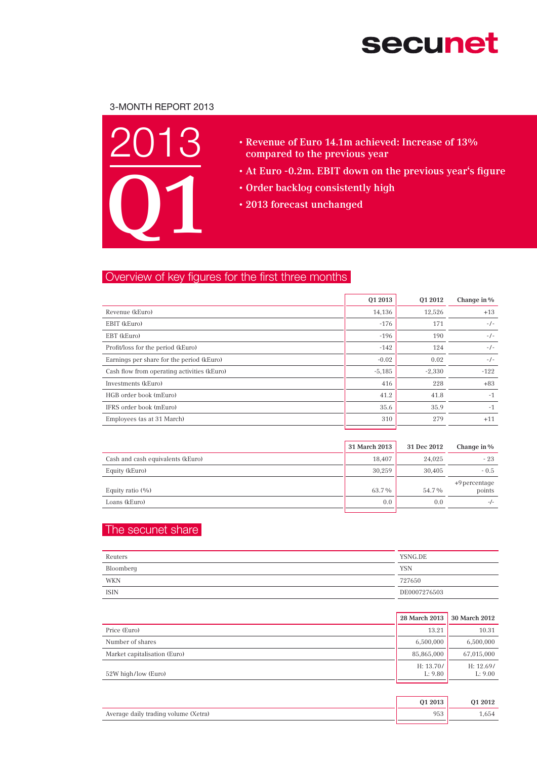secunet

3-MONTH REPORT 2013

# 2013 Q1

- **Revenue of Euro 14.1m achieved: Increase of 13% compared to the previous year**
- **At Euro -0.2m. EBIT down on the previous year‘s figure**
- **Order backlog consistently high**
- **2013 forecast unchanged**

## Overview of key figures for the first three months

| | Q1 2013 | Q1 2012 | Change in % |
|---|---|---|---|
| Revenue (kEuro) | 14,136 | 12,526 | +13 |
| EBIT (kEuro) | -176 | 171 | -/- |
| EBT (kEuro) | -196 | 190 | -/- |
| Profit/loss for the period (kEuro) | -142 | 124 | -/- |
| Earnings per share for the period (kEuro) | -0.02 | 0.02 | -/- |
| Cash flow from operating activities (kEuro) | -5,185 | -2,330 | -122 |
| Investments (kEuro) | 416 | 228 | +83 |
| HGB order book (mEuro) | 41.2 | 41.8 | -1 |
| IFRS order book (mEuro) | 35.6 | 35.9 | -1 |
| Employees (as at 31 March) | 310 | 279 | +11 |

| | 31 March 2013 | 31 Dec 2012 | Change in % |
|---|---|---|---|
| Cash and cash equivalents (kEuro) | 18,407 | 24,025 | - 23 |
| Equity (kEuro) | 30,259 | 30,405 | - 0.5 |
| Equity ratio (%) | 63.7 % | 54.7 % | +9 percentage points |
| Loans (kEuro) | 0.0 | 0.0 | -/- |

## The secunet share

| | |
|---|---|
| Reuters | YSNG.DE |
| Bloomberg | YSN |
| WKN | 727650 |
| ISIN | DE0007276503 |

| | 28 March 2013 | 30 March 2012 |
|---|---|---|
| Price (Euro) | 13.21 | 10.31 |
| Number of shares | 6,500,000 | 6,500,000 |
| Market capitalisation (Euro) | 85,865,000 | 67,015,000 |
| 52W high/low (Euro) | H: 13.70/ L: 9.80 | H: 12.69/ L: 9.00 |

| | Q1 2013 | Q1 2012 |
|---|---|---|
| Average daily trading volume (Xetra) | 953 | 1,654 |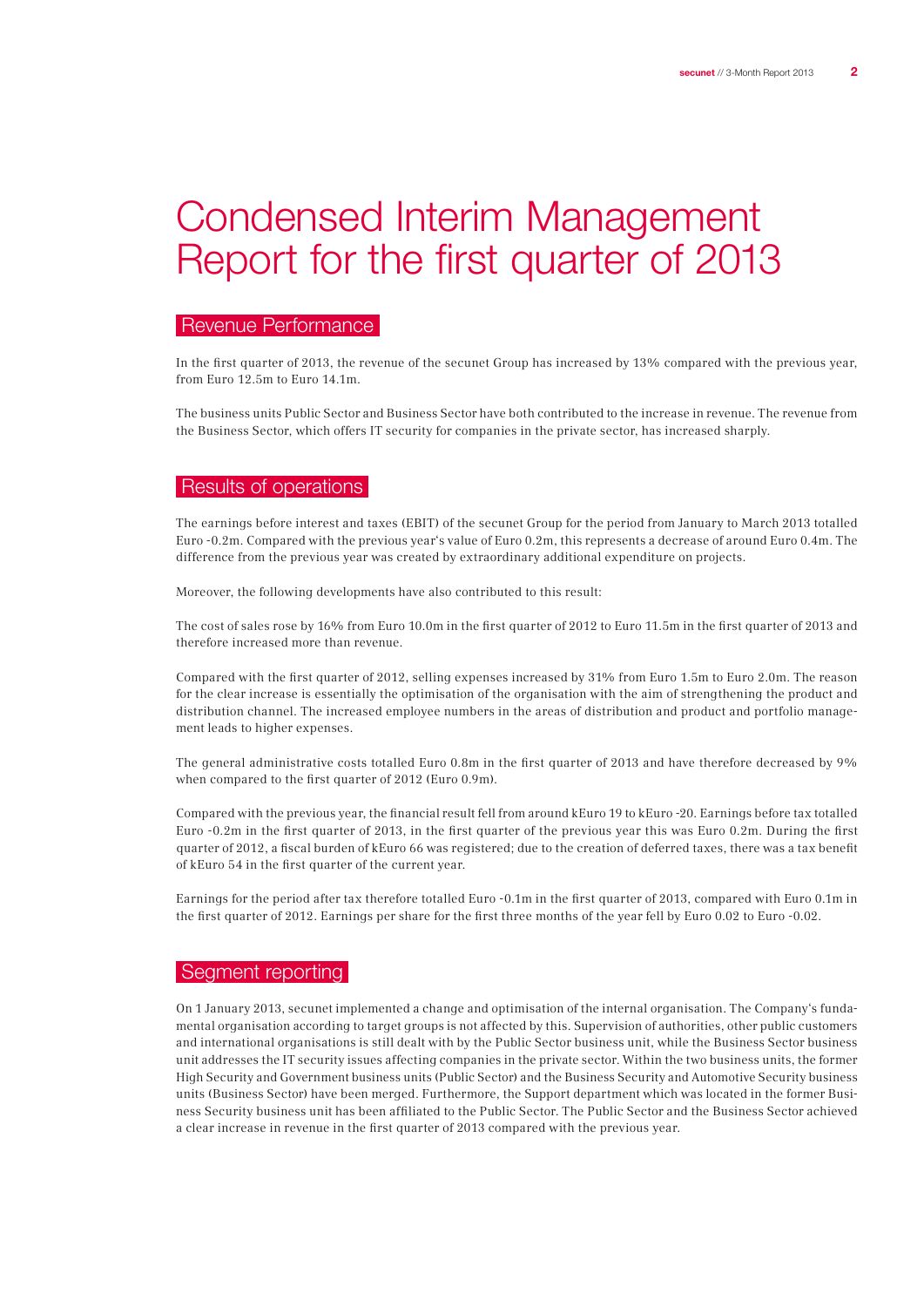# Condensed Interim Management Report for the first quarter of 2013

## Revenue Performance

In the first quarter of 2013, the revenue of the secunet Group has increased by 13% compared with the previous year, from Euro 12.5m to Euro 14.1m.

The business units Public Sector and Business Sector have both contributed to the increase in revenue. The revenue from the Business Sector, which offers IT security for companies in the private sector, has increased sharply.

## Results of operations

The earnings before interest and taxes (EBIT) of the secunet Group for the period from January to March 2013 totalled Euro -0.2m. Compared with the previous year's value of Euro 0.2m, this represents a decrease of around Euro 0.4m. The difference from the previous year was created by extraordinary additional expenditure on projects.

Moreover, the following developments have also contributed to this result:

The cost of sales rose by 16% from Euro 10.0m in the first quarter of 2012 to Euro 11.5m in the first quarter of 2013 and therefore increased more than revenue.

Compared with the first quarter of 2012, selling expenses increased by 31% from Euro 1.5m to Euro 2.0m. The reason for the clear increase is essentially the optimisation of the organisation with the aim of strengthening the product and distribution channel. The increased employee numbers in the areas of distribution and product and portfolio management leads to higher expenses.

The general administrative costs totalled Euro 0.8m in the first quarter of 2013 and have therefore decreased by 9% when compared to the first quarter of 2012 (Euro 0.9m).

Compared with the previous year, the financial result fell from around kEuro 19 to kEuro -20. Earnings before tax totalled Euro -0.2m in the first quarter of 2013, in the first quarter of the previous year this was Euro 0.2m. During the first quarter of 2012, a fiscal burden of kEuro 66 was registered; due to the creation of deferred taxes, there was a tax benefit of kEuro 54 in the first quarter of the current year.

Earnings for the period after tax therefore totalled Euro -0.1m in the first quarter of 2013, compared with Euro 0.1m in the first quarter of 2012. Earnings per share for the first three months of the year fell by Euro 0.02 to Euro -0.02.

## Segment reporting

On 1 January 2013, secunet implemented a change and optimisation of the internal organisation. The Company's fundamental organisation according to target groups is not affected by this. Supervision of authorities, other public customers and international organisations is still dealt with by the Public Sector business unit, while the Business Sector business unit addresses the IT security issues affecting companies in the private sector. Within the two business units, the former High Security and Government business units (Public Sector) and the Business Security and Automotive Security business units (Business Sector) have been merged. Furthermore, the Support department which was located in the former Business Security business unit has been affiliated to the Public Sector. The Public Sector and the Business Sector achieved a clear increase in revenue in the first quarter of 2013 compared with the previous year.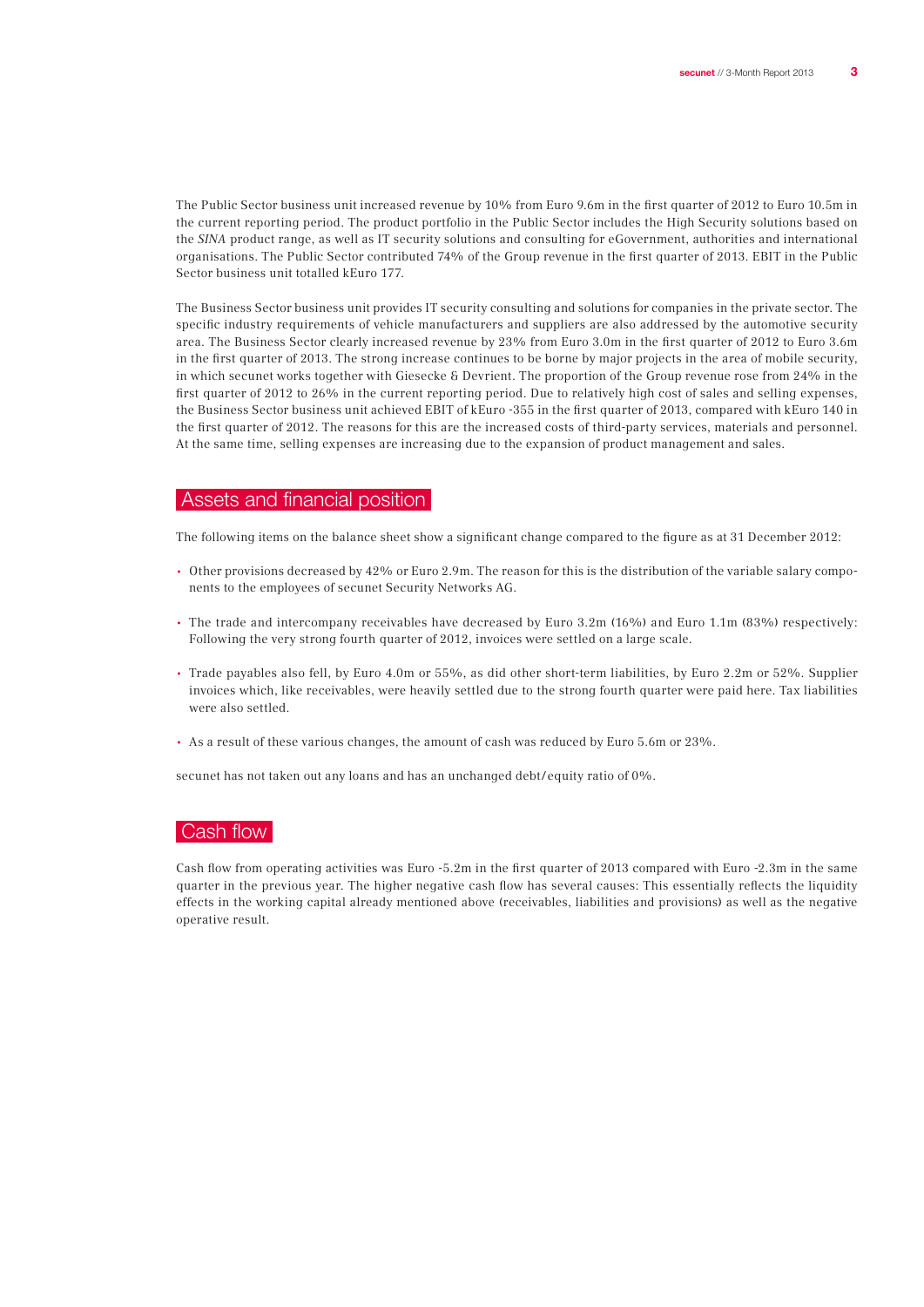The Public Sector business unit increased revenue by 10% from Euro 9.6m in the first quarter of 2012 to Euro 10.5m in the current reporting period. The product portfolio in the Public Sector includes the High Security solutions based on the *SINA* product range, as well as IT security solutions and consulting for eGovernment, authorities and international organisations. The Public Sector contributed 74% of the Group revenue in the first quarter of 2013. EBIT in the Public Sector business unit totalled kEuro 177.

The Business Sector business unit provides IT security consulting and solutions for companies in the private sector. The specific industry requirements of vehicle manufacturers and suppliers are also addressed by the automotive security area. The Business Sector clearly increased revenue by 23% from Euro 3.0m in the first quarter of 2012 to Euro 3.6m in the first quarter of 2013. The strong increase continues to be borne by major projects in the area of mobile security, in which secunet works together with Giesecke & Devrient. The proportion of the Group revenue rose from 24% in the first quarter of 2012 to 26% in the current reporting period. Due to relatively high cost of sales and selling expenses, the Business Sector business unit achieved EBIT of kEuro -355 in the first quarter of 2013, compared with kEuro 140 in the first quarter of 2012. The reasons for this are the increased costs of third-party services, materials and personnel. At the same time, selling expenses are increasing due to the expansion of product management and sales.

## Assets and financial position

The following items on the balance sheet show a significant change compared to the figure as at 31 December 2012:

- Other provisions decreased by 42% or Euro 2.9m. The reason for this is the distribution of the variable salary components to the employees of secunet Security Networks AG.
- The trade and intercompany receivables have decreased by Euro 3.2m (16%) and Euro 1.1m (83%) respectively: Following the very strong fourth quarter of 2012, invoices were settled on a large scale.
- Trade payables also fell, by Euro 4.0m or 55%, as did other short-term liabilities, by Euro 2.2m or 52%. Supplier invoices which, like receivables, were heavily settled due to the strong fourth quarter were paid here. Tax liabilities were also settled.
- As a result of these various changes, the amount of cash was reduced by Euro 5.6m or 23%.

secunet has not taken out any loans and has an unchanged debt/equity ratio of 0%.

## Cash flow

Cash flow from operating activities was Euro -5.2m in the first quarter of 2013 compared with Euro -2.3m in the same quarter in the previous year. The higher negative cash flow has several causes: This essentially reflects the liquidity effects in the working capital already mentioned above (receivables, liabilities and provisions) as well as the negative operative result.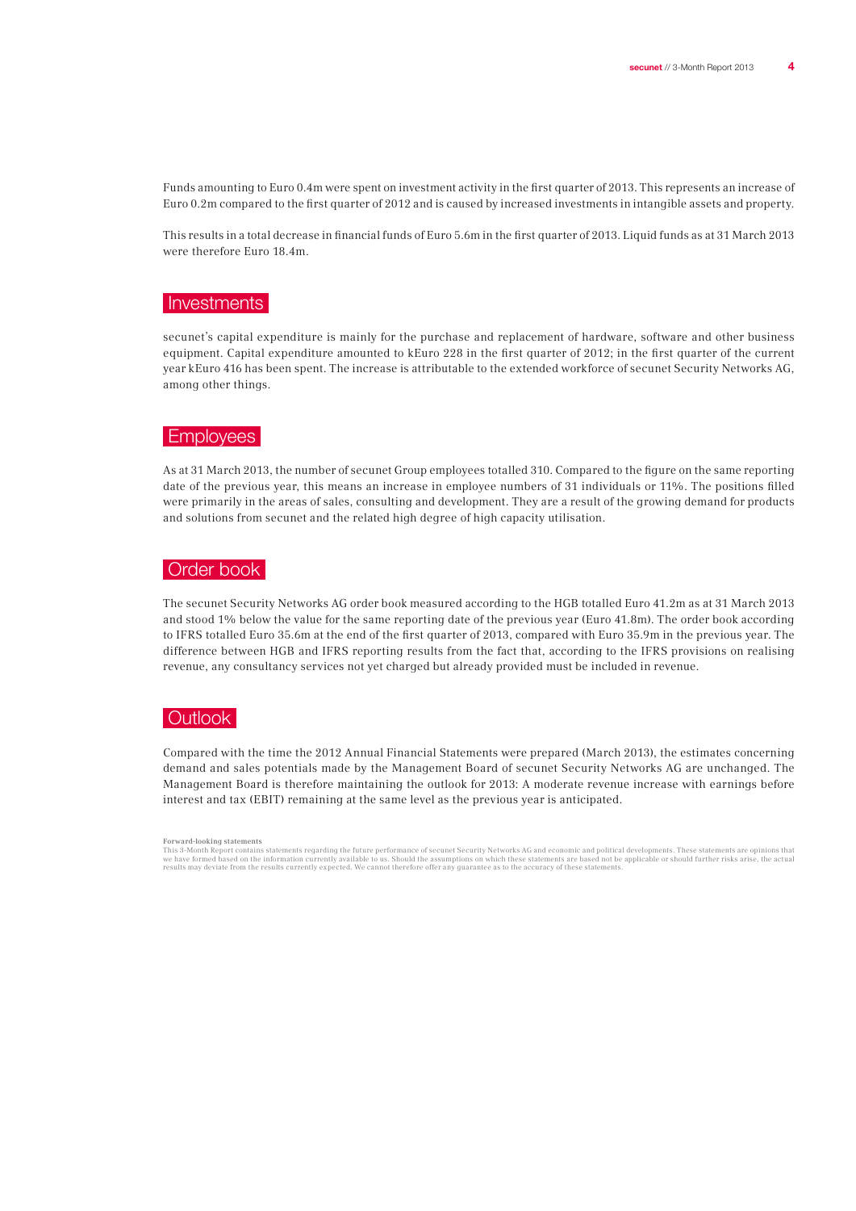Funds amounting to Euro 0.4m were spent on investment activity in the first quarter of 2013. This represents an increase of Euro 0.2m compared to the first quarter of 2012 and is caused by increased investments in intangible assets and property.

This results in a total decrease in financial funds of Euro 5.6m in the first quarter of 2013. Liquid funds as at 31 March 2013 were therefore Euro 18.4m.

## Investments

secunet's capital expenditure is mainly for the purchase and replacement of hardware, software and other business equipment. Capital expenditure amounted to kEuro 228 in the first quarter of 2012; in the first quarter of the current year kEuro 416 has been spent. The increase is attributable to the extended workforce of secunet Security Networks AG, among other things.

## Employees

As at 31 March 2013, the number of secunet Group employees totalled 310. Compared to the figure on the same reporting date of the previous year, this means an increase in employee numbers of 31 individuals or 11%. The positions filled were primarily in the areas of sales, consulting and development. They are a result of the growing demand for products and solutions from secunet and the related high degree of high capacity utilisation.

## Order book

The secunet Security Networks AG order book measured according to the HGB totalled Euro 41.2m as at 31 March 2013 and stood 1% below the value for the same reporting date of the previous year (Euro 41.8m). The order book according to IFRS totalled Euro 35.6m at the end of the first quarter of 2013, compared with Euro 35.9m in the previous year. The difference between HGB and IFRS reporting results from the fact that, according to the IFRS provisions on realising revenue, any consultancy services not yet charged but already provided must be included in revenue.

## Outlook

Compared with the time the 2012 Annual Financial Statements were prepared (March 2013), the estimates concerning demand and sales potentials made by the Management Board of secunet Security Networks AG are unchanged. The Management Board is therefore maintaining the outlook for 2013: A moderate revenue increase with earnings before interest and tax (EBIT) remaining at the same level as the previous year is anticipated.

**Forward-looking statements**
This 3-Month Report contains statements regarding the future performance of secunet Security Networks AG and economic and political developments. These statements are opinions that we have formed based on the information currently available to us. Should the assumptions on which these statements are based not be applicable or should further risks arise, the actual results may deviate from the results currently expected. We cannot therefore offer any guarantee as to the accuracy of these statements.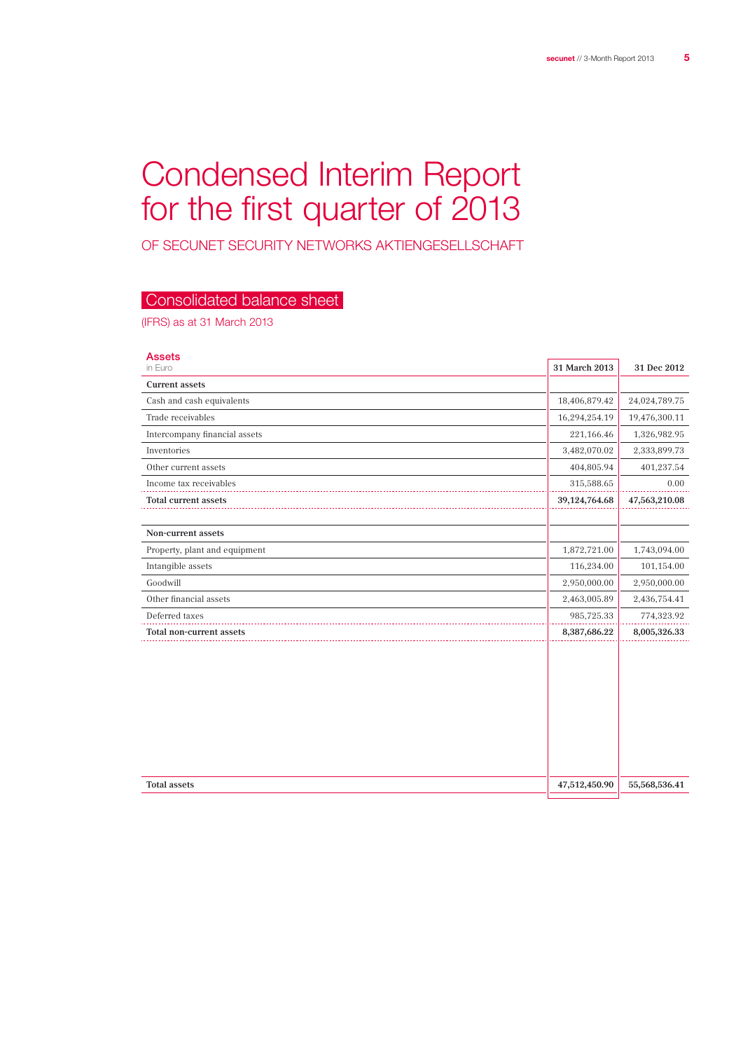# Condensed Interim Report for the first quarter of 2013

OF SECUNET SECURITY NETWORKS AKTIENGESELLSCHAFT

## Consolidated balance sheet

(IFRS) as at 31 March 2013

| Assets<br>in Euro | 31 March 2013 | 31 Dec 2012 |
|---|---|---|
| **Current assets** | | |
| Cash and cash equivalents | 18,406,879.42 | 24,024,789.75 |
| Trade receivables | 16,294,254.19 | 19,476,300.11 |
| Intercompany financial assets | 221,166.46 | 1,326,982.95 |
| Inventories | 3,482,070.02 | 2,333,899.73 |
| Other current assets | 404,805.94 | 401,237.54 |
| Income tax receivables | 315,588.65 | 0.00 |
| **Total current assets** | **39,124,764.68** | **47,563,210.08** |
| | | |
| Non-current assets | | |
| Property, plant and equipment | 1,872,721.00 | 1,743,094.00 |
| Intangible assets | 116,234.00 | 101,154.00 |
| Goodwill | 2,950,000.00 | 2,950,000.00 |
| Other financial assets | 2,463,005.89 | 2,436,754.41 |
| Deferred taxes | 985,725.33 | 774,323.92 |
| **Total non-current assets** | **8,387,686.22** | **8,005,326.33** |
| | | |
| **Total assets** | **47,512,450.90** | **55,568,536.41** |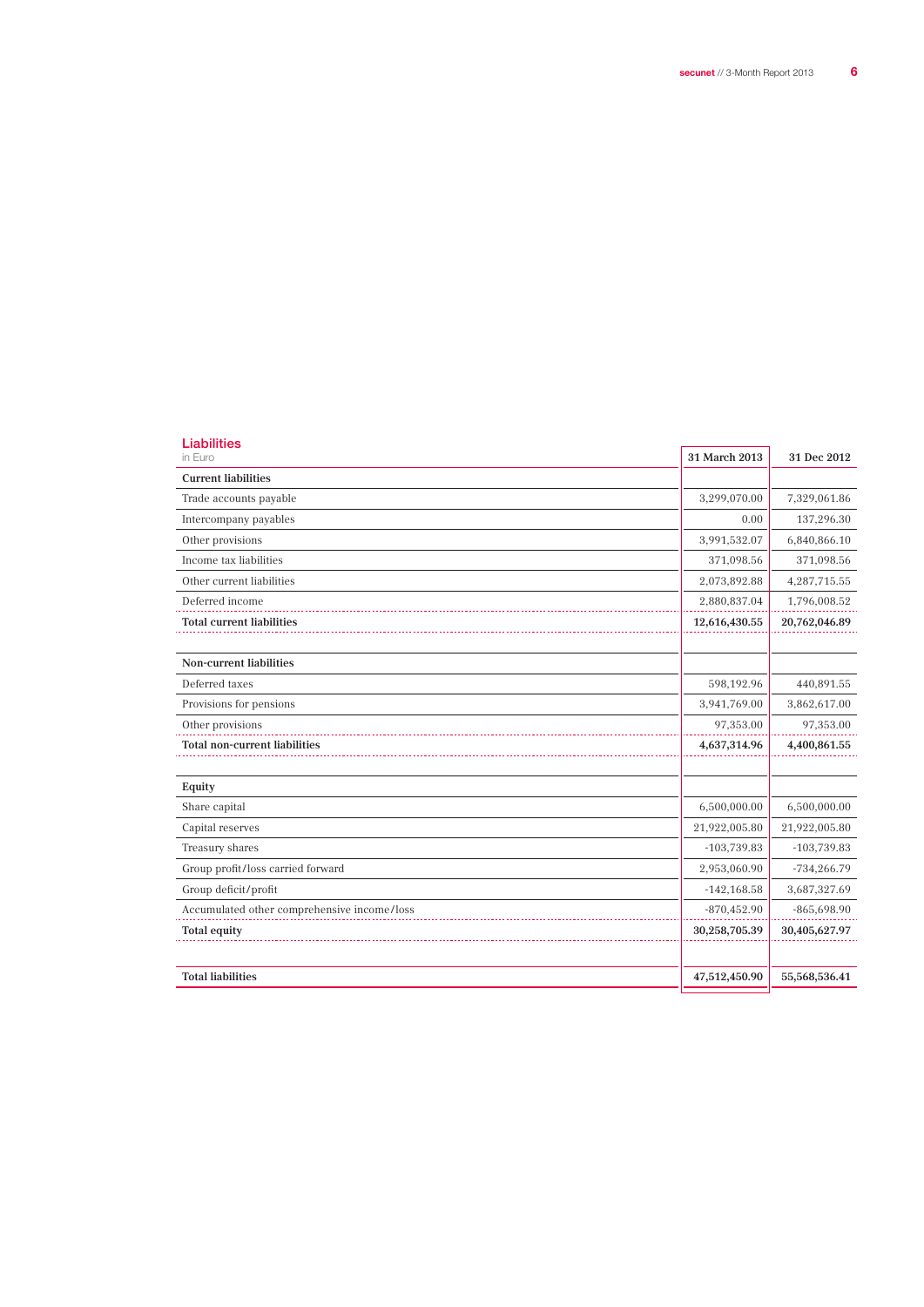## Liabilities

in Euro

| | 31 March 2013 | 31 Dec 2012 |
|---|---|---|
| **Current liabilities** | | |
| Trade accounts payable | 3,299,070.00 | 7,329,061.86 |
| Intercompany payables | 0.00 | 137,296.30 |
| Other provisions | 3,991,532.07 | 6,840,866.10 |
| Income tax liabilities | 371,098.56 | 371,098.56 |
| Other current liabilities | 2,073,892.88 | 4,287,715.55 |
| Deferred income | 2,880,837.04 | 1,796,008.52 |
| **Total current liabilities** | **12,616,430.55** | **20,762,046.89** |
| | | |
| **Non-current liabilities** | | |
| Deferred taxes | 598,192.96 | 440,891.55 |
| Provisions for pensions | 3,941,769.00 | 3,862,617.00 |
| Other provisions | 97,353.00 | 97,353.00 |
| **Total non-current liabilities** | **4,637,314.96** | **4,400,861.55** |
| | | |
| **Equity** | | |
| Share capital | 6,500,000.00 | 6,500,000.00 |
| Capital reserves | 21,922,005.80 | 21,922,005.80 |
| Treasury shares | -103,739.83 | -103,739.83 |
| Group profit/loss carried forward | 2,953,060.90 | -734,266.79 |
| Group deficit/profit | -142,168.58 | 3,687,327.69 |
| Accumulated other comprehensive income/loss | -870,452.90 | -865,698.90 |
| **Total equity** | **30,258,705.39** | **30,405,627.97** |
| | | |
| **Total liabilities** | **47,512,450.90** | **55,568,536.41** |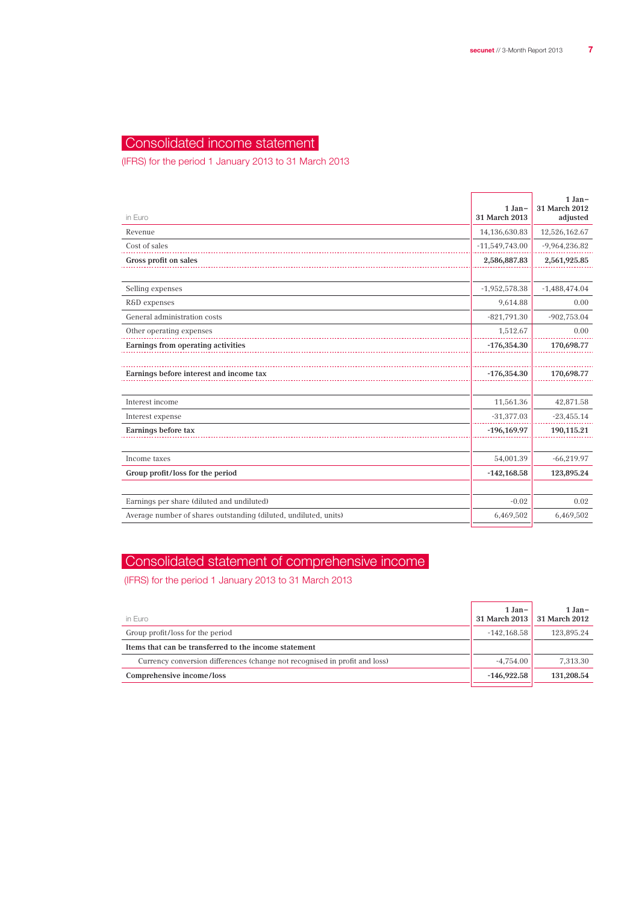# Consolidated income statement

(IFRS) for the period 1 January 2013 to 31 March 2013

| in Euro | 1 Jan– 31 March 2013 | 1 Jan– 31 March 2012 adjusted |
|---|---|---|
| Revenue | 14,136,630.83 | 12,526,162.67 |
| Cost of sales | -11,549,743.00 | -9,964,236.82 |
| **Gross profit on sales** | **2,586,887.83** | **2,561,925.85** |
| | | |
| Selling expenses | -1,952,578.38 | -1,488,474.04 |
| R&D expenses | 9,614.88 | 0.00 |
| General administration costs | -821,791.30 | -902,753.04 |
| Other operating expenses | 1,512.67 | 0.00 |
| **Earnings from operating activities** | **-176,354.30** | **170,698.77** |
| | | |
| **Earnings before interest and income tax** | **-176,354.30** | **170,698.77** |
| | | |
| Interest income | 11,561.36 | 42,871.58 |
| Interest expense | -31,377.03 | -23,455.14 |
| **Earnings before tax** | **-196,169.97** | **190,115.21** |
| | | |
| Income taxes | 54,001.39 | -66,219.97 |
| **Group profit/loss for the period** | **-142,168.58** | **123,895.24** |
| | | |
| Earnings per share (diluted and undiluted) | -0.02 | 0.02 |
| Average number of shares outstanding (diluted, undiluted, units) | 6,469,502 | 6,469,502 |

# Consolidated statement of comprehensive income

(IFRS) for the period 1 January 2013 to 31 March 2013

| in Euro | 1 Jan– 31 March 2013 | 1 Jan– 31 March 2012 |
|---|---|---|
| Group profit/loss for the period | -142,168.58 | 123,895.24 |
| **Items that can be transferred to the income statement** | | |
| Currency conversion differences (change not recognised in profit and loss) | -4,754.00 | 7,313.30 |
| **Comprehensive income/loss** | **-146,922.58** | **131,208.54** |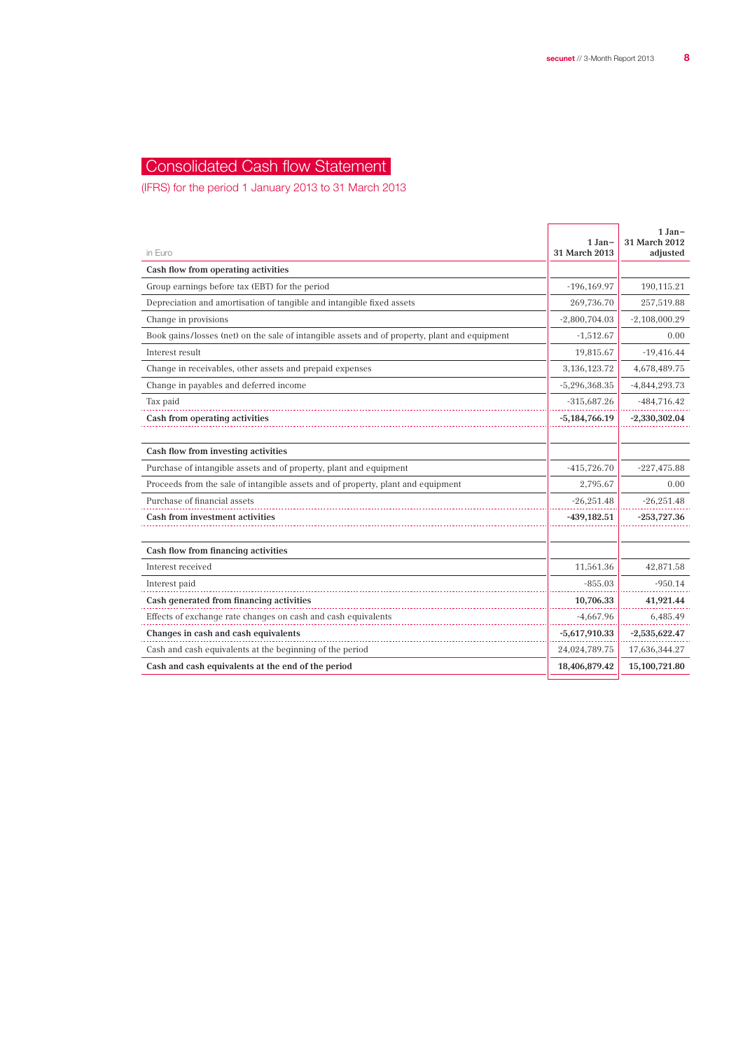# Consolidated Cash flow Statement

(IFRS) for the period 1 January 2013 to 31 March 2013

| in Euro | 1 Jan– 31 March 2013 | 1 Jan– 31 March 2012 adjusted |
|---|---|---|
| **Cash flow from operating activities** | | |
| Group earnings before tax (EBT) for the period | -196,169.97 | 190,115.21 |
| Depreciation and amortisation of tangible and intangible fixed assets | 269,736.70 | 257,519.88 |
| Change in provisions | -2,800,704.03 | -2,108,000.29 |
| Book gains/losses (net) on the sale of intangible assets and of property, plant and equipment | -1,512.67 | 0.00 |
| Interest result | 19,815.67 | -19,416.44 |
| Change in receivables, other assets and prepaid expenses | 3,136,123.72 | 4,678,489.75 |
| Change in payables and deferred income | -5,296,368.35 | -4,844,293.73 |
| Tax paid | -315,687.26 | -484,716.42 |
| **Cash from operating activities** | **-5,184,766.19** | **-2,330,302.04** |
| | | |
| **Cash flow from investing activities** | | |
| Purchase of intangible assets and of property, plant and equipment | -415,726.70 | -227,475.88 |
| Proceeds from the sale of intangible assets and of property, plant and equipment | 2,795.67 | 0.00 |
| Purchase of financial assets | -26,251.48 | -26,251.48 |
| **Cash from investment activities** | **-439,182.51** | **-253,727.36** |
| | | |
| **Cash flow from financing activities** | | |
| Interest received | 11,561.36 | 42,871.58 |
| Interest paid | -855.03 | -950.14 |
| **Cash generated from financing activities** | **10,706.33** | **41,921.44** |
| Effects of exchange rate changes on cash and cash equivalents | -4,667.96 | 6,485.49 |
| **Changes in cash and cash equivalents** | **-5,617,910.33** | **-2,535,622.47** |
| Cash and cash equivalents at the beginning of the period | 24,024,789.75 | 17,636,344.27 |
| **Cash and cash equivalents at the end of the period** | **18,406,879.42** | **15,100,721.80** |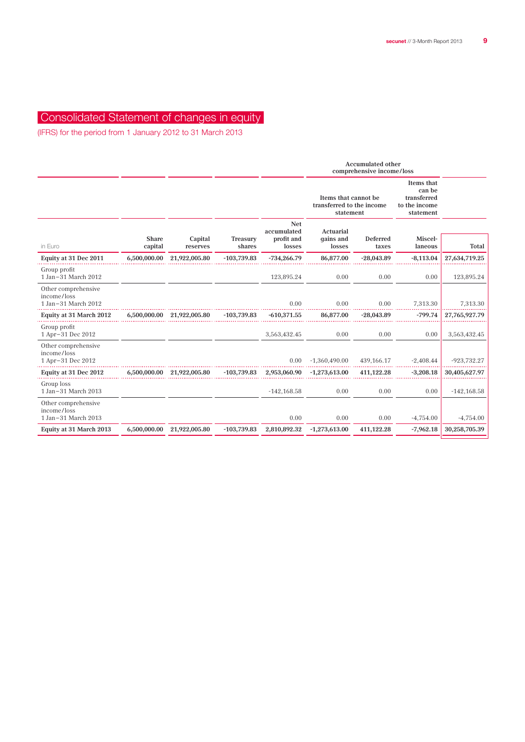# Consolidated Statement of changes in equity

(IFRS) for the period from 1 January 2012 to 31 March 2013

| | | | | | Accumulated other comprehensive income/loss | | | |
|---|---|---|---|---|---|---|---|---|
| | | | | | Items that cannot be transferred to the income statement | | Items that can be transferred to the income statement | |
| in Euro | Share capital | Capital reserves | Treasury shares | Net accumulated profit and losses | Actuarial gains and losses | Deferred taxes | Miscel­laneous | Total |
| **Equity at 31 Dec 2011** | **6,500,000.00** | **21,922,005.80** | **-103,739.83** | **-734,266.79** | **86,877.00** | **-28,043.89** | **-8,113.04** | **27,634,719.25** |
| Group profit 1 Jan – 31 March 2012 | | | | 123,895.24 | 0.00 | 0.00 | 0.00 | 123,895.24 |
| Other comprehensive income/loss 1 Jan – 31 March 2012 | | | | 0.00 | 0.00 | 0.00 | 7,313.30 | 7,313.30 |
| **Equity at 31 March 2012** | **6,500,000.00** | **21,922,005.80** | **-103,739.83** | **-610,371.55** | **86,877.00** | **-28,043.89** | **-799.74** | **27,765,927.79** |
| Group profit 1 Apr – 31 Dec 2012 | | | | 3,563,432.45 | 0.00 | 0.00 | 0.00 | 3,563,432.45 |
| Other comprehensive income/loss 1 Apr – 31 Dec 2012 | | | | 0.00 | -1,360,490.00 | 439,166.17 | -2,408.44 | -923,732.27 |
| **Equity at 31 Dec 2012** | **6,500,000.00** | **21,922,005.80** | **-103,739.83** | **2,953,060.90** | **-1,273,613.00** | **411,122.28** | **-3,208.18** | **30,405,627.97** |
| Group loss 1 Jan – 31 March 2013 | | | | -142,168.58 | 0.00 | 0.00 | 0.00 | -142,168.58 |
| Other comprehensive income/loss 1 Jan – 31 March 2013 | | | | 0.00 | 0.00 | 0.00 | -4,754.00 | -4,754.00 |
| **Equity at 31 March 2013** | **6,500,000.00** | **21,922,005.80** | **-103,739.83** | **2,810,892.32** | **-1,273,613.00** | **411,122.28** | **-7,962.18** | **30,258,705.39** |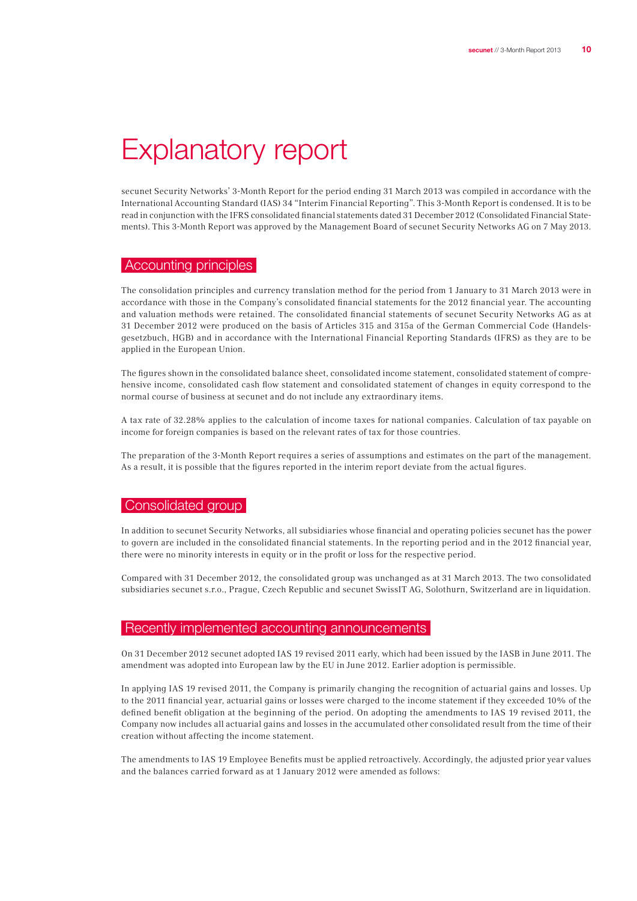# Explanatory report

secunet Security Networks' 3-Month Report for the period ending 31 March 2013 was compiled in accordance with the International Accounting Standard (IAS) 34 "Interim Financial Reporting". This 3-Month Report is condensed. It is to be read in conjunction with the IFRS consolidated financial statements dated 31 December 2012 (Consolidated Financial Statements). This 3-Month Report was approved by the Management Board of secunet Security Networks AG on 7 May 2013.

## Accounting principles

The consolidation principles and currency translation method for the period from 1 January to 31 March 2013 were in accordance with those in the Company's consolidated financial statements for the 2012 financial year. The accounting and valuation methods were retained. The consolidated financial statements of secunet Security Networks AG as at 31 December 2012 were produced on the basis of Articles 315 and 315a of the German Commercial Code (Handelsgesetzbuch, HGB) and in accordance with the International Financial Reporting Standards (IFRS) as they are to be applied in the European Union.

The figures shown in the consolidated balance sheet, consolidated income statement, consolidated statement of comprehensive income, consolidated cash flow statement and consolidated statement of changes in equity correspond to the normal course of business at secunet and do not include any extraordinary items.

A tax rate of 32.28% applies to the calculation of income taxes for national companies. Calculation of tax payable on income for foreign companies is based on the relevant rates of tax for those countries.

The preparation of the 3-Month Report requires a series of assumptions and estimates on the part of the management. As a result, it is possible that the figures reported in the interim report deviate from the actual figures.

## Consolidated group

In addition to secunet Security Networks, all subsidiaries whose financial and operating policies secunet has the power to govern are included in the consolidated financial statements. In the reporting period and in the 2012 financial year, there were no minority interests in equity or in the profit or loss for the respective period.

Compared with 31 December 2012, the consolidated group was unchanged as at 31 March 2013. The two consolidated subsidiaries secunet s.r.o., Prague, Czech Republic and secunet SwissIT AG, Solothurn, Switzerland are in liquidation.

## Recently implemented accounting announcements

On 31 December 2012 secunet adopted IAS 19 revised 2011 early, which had been issued by the IASB in June 2011. The amendment was adopted into European law by the EU in June 2012. Earlier adoption is permissible.

In applying IAS 19 revised 2011, the Company is primarily changing the recognition of actuarial gains and losses. Up to the 2011 financial year, actuarial gains or losses were charged to the income statement if they exceeded 10% of the defined benefit obligation at the beginning of the period. On adopting the amendments to IAS 19 revised 2011, the Company now includes all actuarial gains and losses in the accumulated other consolidated result from the time of their creation without affecting the income statement.

The amendments to IAS 19 Employee Benefits must be applied retroactively. Accordingly, the adjusted prior year values and the balances carried forward as at 1 January 2012 were amended as follows: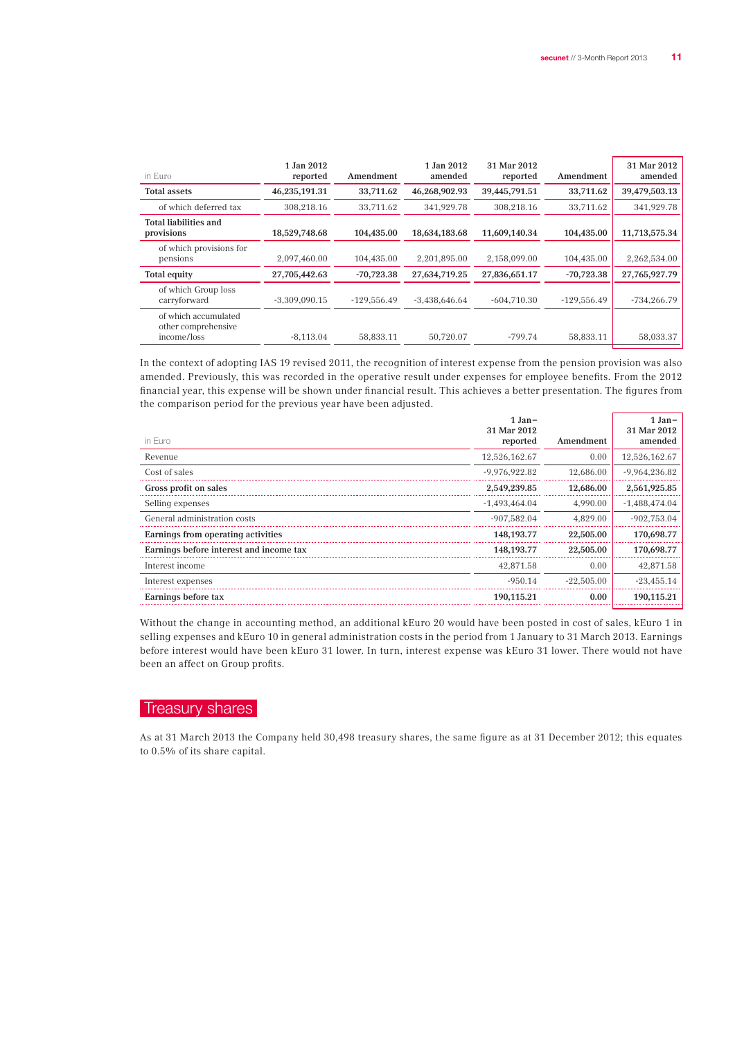| in Euro | 1 Jan 2012 reported | Amendment | 1 Jan 2012 amended | 31 Mar 2012 reported | Amendment | 31 Mar 2012 amended |
|---|---|---|---|---|---|---|
| **Total assets** | **46,235,191.31** | **33,711.62** | **46,268,902.93** | **39,445,791.51** | **33,711.62** | **39,479,503.13** |
| of which deferred tax | 308,218.16 | 33,711.62 | 341,929.78 | 308,218.16 | 33,711.62 | 341,929.78 |
| **Total liabilities and provisions** | **18,529,748.68** | **104,435.00** | **18,634,183.68** | **11,609,140.34** | **104,435.00** | **11,713,575.34** |
| of which provisions for pensions | 2,097,460.00 | 104,435.00 | 2,201,895.00 | 2,158,099.00 | 104,435.00 | 2,262,534.00 |
| **Total equity** | **27,705,442.63** | **-70,723.38** | **27,634,719.25** | **27,836,651.17** | **-70,723.38** | **27,765,927.79** |
| of which Group loss carryforward | -3,309,090.15 | -129,556.49 | -3,438,646.64 | -604,710.30 | -129,556.49 | -734,266.79 |
| of which accumulated other comprehensive income/loss | -8,113.04 | 58,833.11 | 50,720.07 | -799.74 | 58,833.11 | 58,033.37 |

In the context of adopting IAS 19 revised 2011, the recognition of interest expense from the pension provision was also amended. Previously, this was recorded in the operative result under expenses for employee benefits. From the 2012 financial year, this expense will be shown under financial result. This achieves a better presentation. The figures from the comparison period for the previous year have been adjusted.

| in Euro | 1 Jan– 31 Mar 2012 reported | Amendment | 1 Jan– 31 Mar 2012 amended |
|---|---|---|---|
| Revenue | 12,526,162.67 | 0.00 | 12,526,162.67 |
| Cost of sales | -9,976,922.82 | 12,686.00 | -9,964,236.82 |
| **Gross profit on sales** | **2,549,239.85** | **12,686.00** | **2,561,925.85** |
| Selling expenses | -1,493,464.04 | 4,990.00 | -1,488,474.04 |
| General administration costs | -907,582.04 | 4,829.00 | -902,753.04 |
| **Earnings from operating activities** | **148,193.77** | **22,505.00** | **170,698.77** |
| **Earnings before interest and income tax** | **148,193.77** | **22,505.00** | **170,698.77** |
| Interest income | 42,871.58 | 0.00 | 42,871.58 |
| Interest expenses | -950.14 | -22,505.00 | -23,455.14 |
| **Earnings before tax** | **190,115.21** | **0.00** | **190,115.21** |

Without the change in accounting method, an additional kEuro 20 would have been posted in cost of sales, kEuro 1 in selling expenses and kEuro 10 in general administration costs in the period from 1 January to 31 March 2013. Earnings before interest would have been kEuro 31 lower. In turn, interest expense was kEuro 31 lower. There would not have been an affect on Group profits.

## Treasury shares

As at 31 March 2013 the Company held 30,498 treasury shares, the same figure as at 31 December 2012; this equates to 0.5% of its share capital.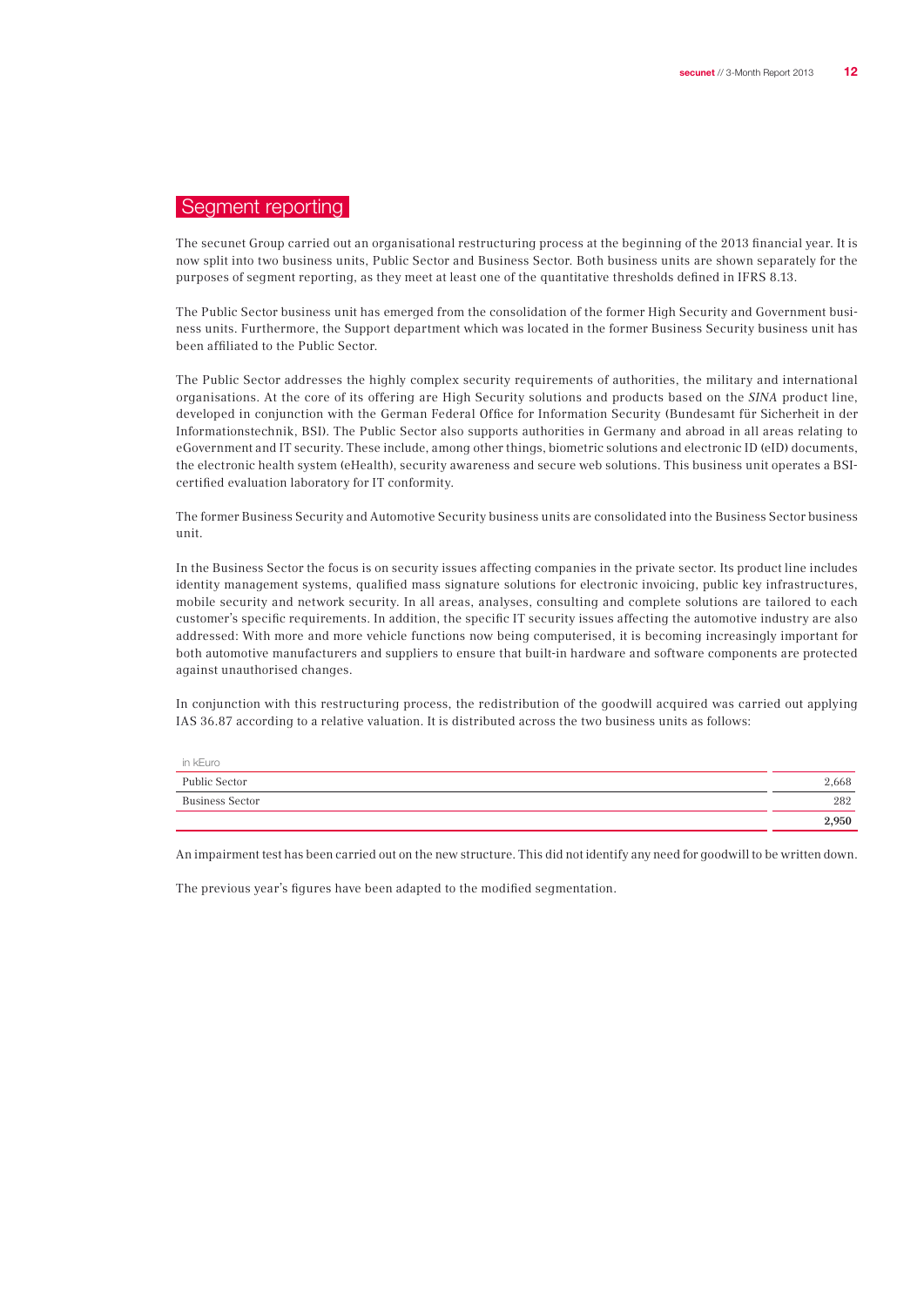## Segment reporting

The secunet Group carried out an organisational restructuring process at the beginning of the 2013 financial year. It is now split into two business units, Public Sector and Business Sector. Both business units are shown separately for the purposes of segment reporting, as they meet at least one of the quantitative thresholds defined in IFRS 8.13.

The Public Sector business unit has emerged from the consolidation of the former High Security and Government business units. Furthermore, the Support department which was located in the former Business Security business unit has been affiliated to the Public Sector.

The Public Sector addresses the highly complex security requirements of authorities, the military and international organisations. At the core of its offering are High Security solutions and products based on the *SINA* product line, developed in conjunction with the German Federal Office for Information Security (Bundesamt für Sicherheit in der Informationstechnik, BSI). The Public Sector also supports authorities in Germany and abroad in all areas relating to eGovernment and IT security. These include, among other things, biometric solutions and electronic ID (eID) documents, the electronic health system (eHealth), security awareness and secure web solutions. This business unit operates a BSI-certified evaluation laboratory for IT conformity.

The former Business Security and Automotive Security business units are consolidated into the Business Sector business unit.

In the Business Sector the focus is on security issues affecting companies in the private sector. Its product line includes identity management systems, qualified mass signature solutions for electronic invoicing, public key infrastructures, mobile security and network security. In all areas, analyses, consulting and complete solutions are tailored to each customer's specific requirements. In addition, the specific IT security issues affecting the automotive industry are also addressed: With more and more vehicle functions now being computerised, it is becoming increasingly important for both automotive manufacturers and suppliers to ensure that built-in hardware and software components are protected against unauthorised changes.

In conjunction with this restructuring process, the redistribution of the goodwill acquired was carried out applying IAS 36.87 according to a relative valuation. It is distributed across the two business units as follows:

| in kEuro | |
|---|---|
| Public Sector | 2,668 |
| Business Sector | 282 |
| | **2,950** |

An impairment test has been carried out on the new structure. This did not identify any need for goodwill to be written down.

The previous year's figures have been adapted to the modified segmentation.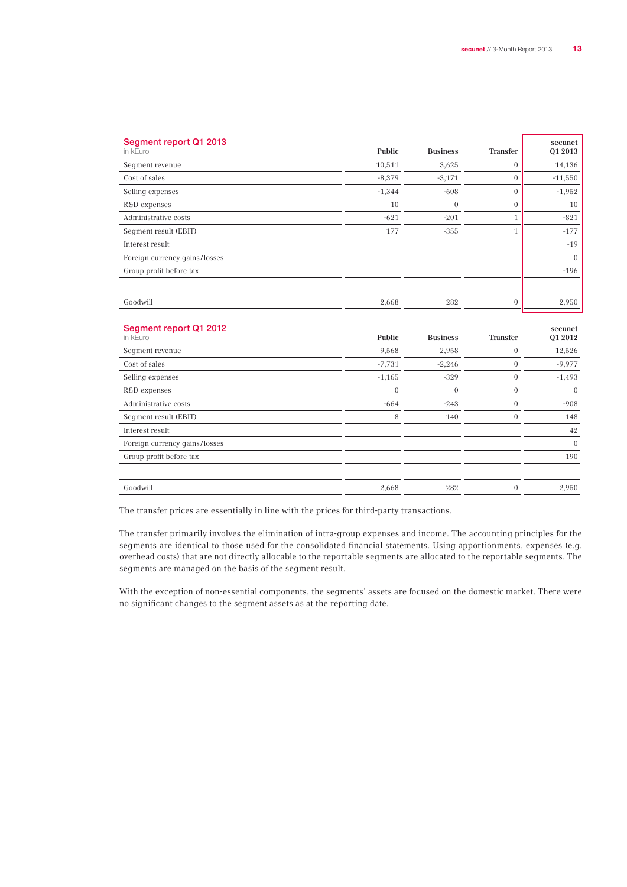## Segment report Q1 2013

in kEuro

| | Public | Business | Transfer | secunet Q1 2013 |
|---|---|---|---|---|
| Segment revenue | 10,511 | 3,625 | 0 | 14,136 |
| Cost of sales | -8,379 | -3,171 | 0 | -11,550 |
| Selling expenses | -1,344 | -608 | 0 | -1,952 |
| R&D expenses | 10 | 0 | 0 | 10 |
| Administrative costs | -621 | -201 | 1 | -821 |
| Segment result (EBIT) | 177 | -355 | 1 | -177 |
| Interest result | | | | -19 |
| Foreign currency gains/losses | | | | 0 |
| Group profit before tax | | | | -196 |
| | | | | |
| Goodwill | 2,668 | 282 | 0 | 2,950 |

## Segment report Q1 2012

in kEuro

| | Public | Business | Transfer | secunet Q1 2012 |
|---|---|---|---|---|
| Segment revenue | 9,568 | 2,958 | 0 | 12,526 |
| Cost of sales | -7,731 | -2,246 | 0 | -9,977 |
| Selling expenses | -1,165 | -329 | 0 | -1,493 |
| R&D expenses | 0 | 0 | 0 | 0 |
| Administrative costs | -664 | -243 | 0 | -908 |
| Segment result (EBIT) | 8 | 140 | 0 | 148 |
| Interest result | | | | 42 |
| Foreign currency gains/losses | | | | 0 |
| Group profit before tax | | | | 190 |
| | | | | |
| Goodwill | 2,668 | 282 | 0 | 2,950 |

The transfer prices are essentially in line with the prices for third-party transactions.

The transfer primarily involves the elimination of intra-group expenses and income. The accounting principles for the segments are identical to those used for the consolidated financial statements. Using apportionments, expenses (e.g. overhead costs) that are not directly allocable to the reportable segments are allocated to the reportable segments. The segments are managed on the basis of the segment result.

With the exception of non-essential components, the segments' assets are focused on the domestic market. There were no significant changes to the segment assets as at the reporting date.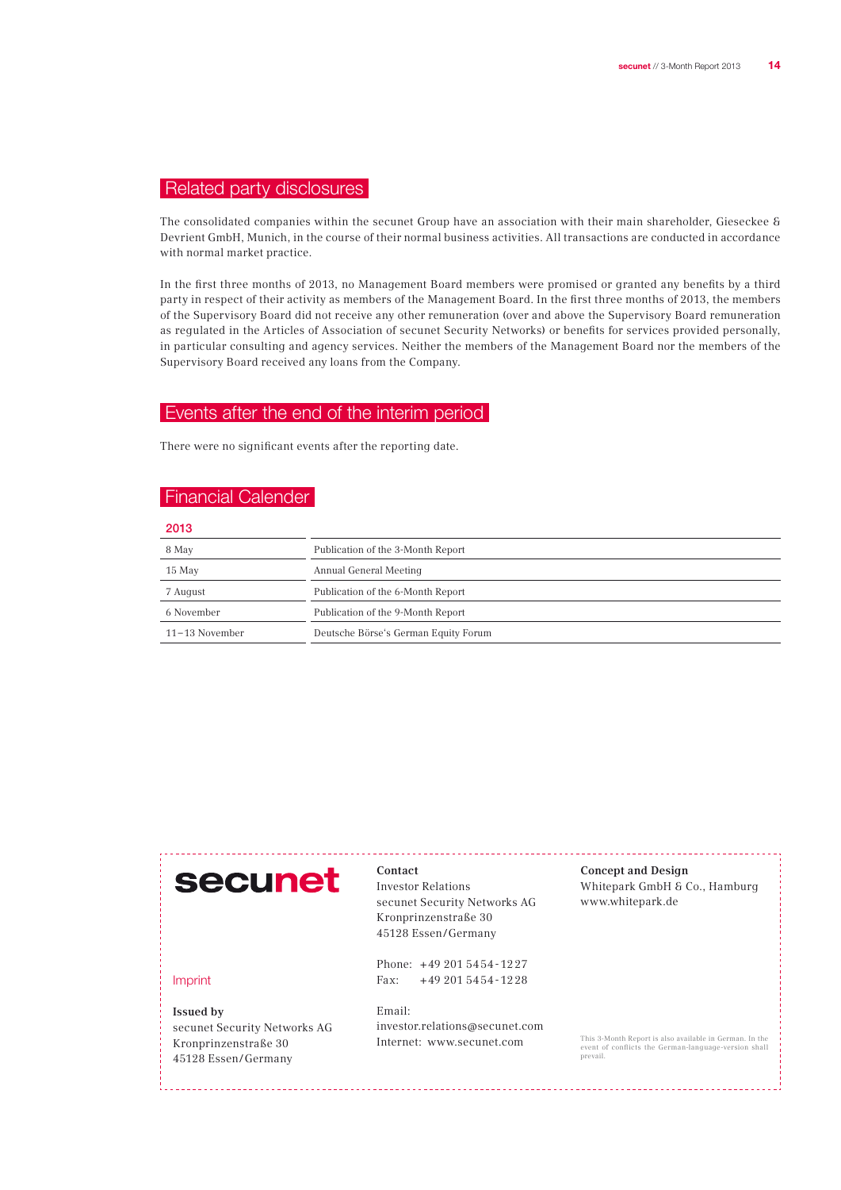## Related party disclosures

The consolidated companies within the secunet Group have an association with their main shareholder, Giesecke & Devrient GmbH, Munich, in the course of their normal business activities. All transactions are conducted in accordance with normal market practice.

In the first three months of 2013, no Management Board members were promised or granted any benefits by a third party in respect of their activity as members of the Management Board. In the first three months of 2013, the members of the Supervisory Board did not receive any other remuneration (over and above the Supervisory Board remuneration as regulated in the Articles of Association of secunet Security Networks) or benefits for services provided personally, in particular consulting and agency services. Neither the members of the Management Board nor the members of the Supervisory Board received any loans from the Company.

## Events after the end of the interim period

There were no significant events after the reporting date.

## Financial Calender

| 2013 | |
|---|---|
| 8 May | Publication of the 3-Month Report |
| 15 May | Annual General Meeting |
| 7 August | Publication of the 6-Month Report |
| 6 November | Publication of the 9-Month Report |
| 11–13 November | Deutsche Börse's German Equity Forum |

**secunet**

### Imprint

**Issued by**
secunet Security Networks AG
Kronprinzenstraße 30
45128 Essen/Germany

**Contact**
Investor Relations
secunet Security Networks AG
Kronprinzenstraße 30
45128 Essen/Germany

Phone: +49 201 5454-1227
Fax: +49 201 5454-1228

Email:
investor.relations@secunet.com
Internet: www.secunet.com

**Concept and Design**
Whitepark GmbH & Co., Hamburg
www.whitepark.de

This 3-Month Report is also available in German. In the event of conflicts the German-language-version shall prevail.